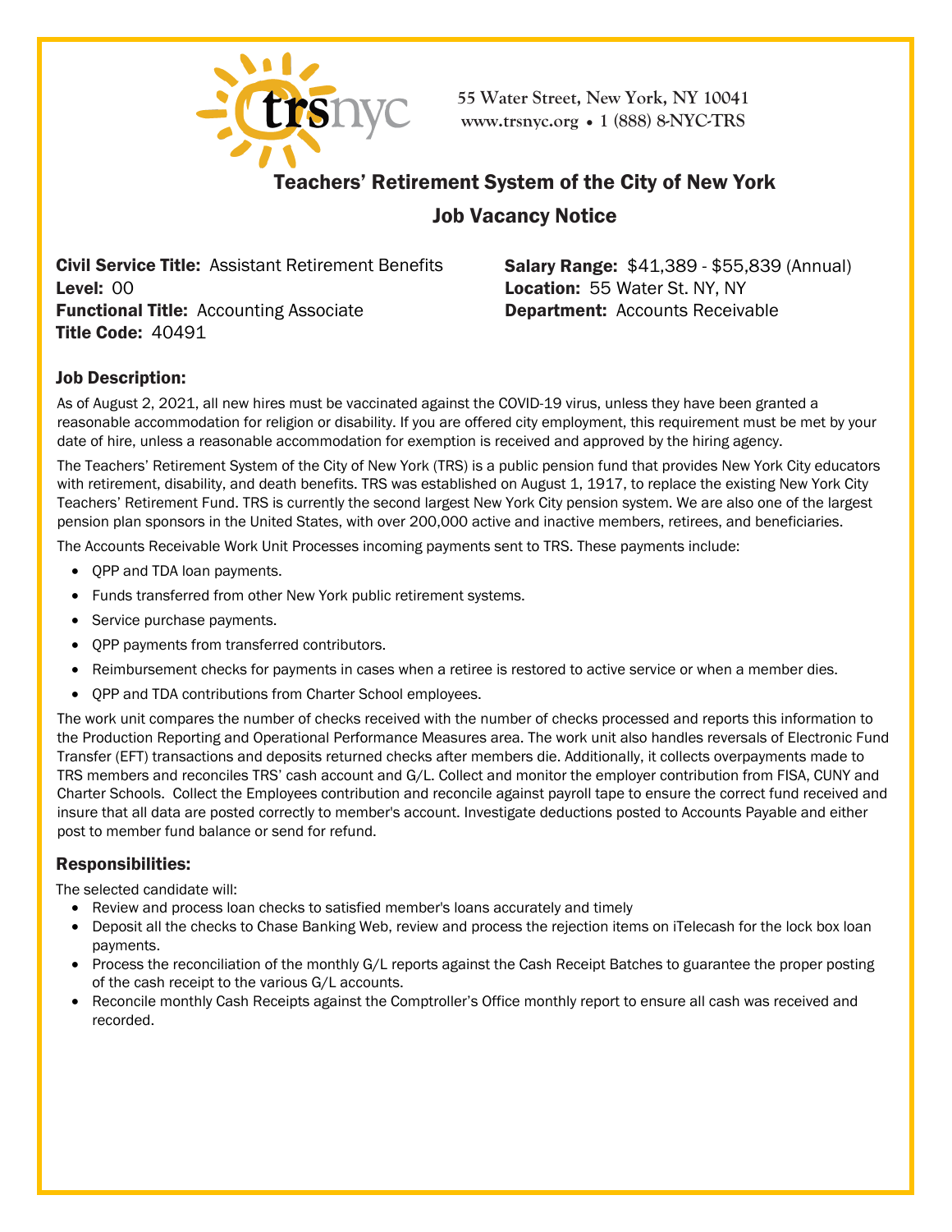55 Water Street, New York, NY 10041
www.trsnyc.org • 1 (888) 8-NYC-TRS

# Teachers' Retirement System of the City of New York

## Job Vacancy Notice

**Civil Service Title:** Assistant Retirement Benefits
**Level:** 00
**Functional Title:** Accounting Associate
**Title Code:** 40491

**Salary Range:** $41,389 - $55,839 (Annual)
**Location:** 55 Water St. NY, NY
**Department:** Accounts Receivable

### Job Description:

As of August 2, 2021, all new hires must be vaccinated against the COVID-19 virus, unless they have been granted a reasonable accommodation for religion or disability. If you are offered city employment, this requirement must be met by your date of hire, unless a reasonable accommodation for exemption is received and approved by the hiring agency.

The Teachers' Retirement System of the City of New York (TRS) is a public pension fund that provides New York City educators with retirement, disability, and death benefits. TRS was established on August 1, 1917, to replace the existing New York City Teachers' Retirement Fund. TRS is currently the second largest New York City pension system. We are also one of the largest pension plan sponsors in the United States, with over 200,000 active and inactive members, retirees, and beneficiaries.

The Accounts Receivable Work Unit Processes incoming payments sent to TRS. These payments include:

- QPP and TDA loan payments.
- Funds transferred from other New York public retirement systems.
- Service purchase payments.
- QPP payments from transferred contributors.
- Reimbursement checks for payments in cases when a retiree is restored to active service or when a member dies.
- QPP and TDA contributions from Charter School employees.

The work unit compares the number of checks received with the number of checks processed and reports this information to the Production Reporting and Operational Performance Measures area. The work unit also handles reversals of Electronic Fund Transfer (EFT) transactions and deposits returned checks after members die. Additionally, it collects overpayments made to TRS members and reconciles TRS' cash account and G/L. Collect and monitor the employer contribution from FISA, CUNY and Charter Schools. Collect the Employees contribution and reconcile against payroll tape to ensure the correct fund received and insure that all data are posted correctly to member's account. Investigate deductions posted to Accounts Payable and either post to member fund balance or send for refund.

### Responsibilities:

The selected candidate will:

- Review and process loan checks to satisfied member's loans accurately and timely
- Deposit all the checks to Chase Banking Web, review and process the rejection items on iTelecash for the lock box loan payments.
- Process the reconciliation of the monthly G/L reports against the Cash Receipt Batches to guarantee the proper posting of the cash receipt to the various G/L accounts.
- Reconcile monthly Cash Receipts against the Comptroller's Office monthly report to ensure all cash was received and recorded.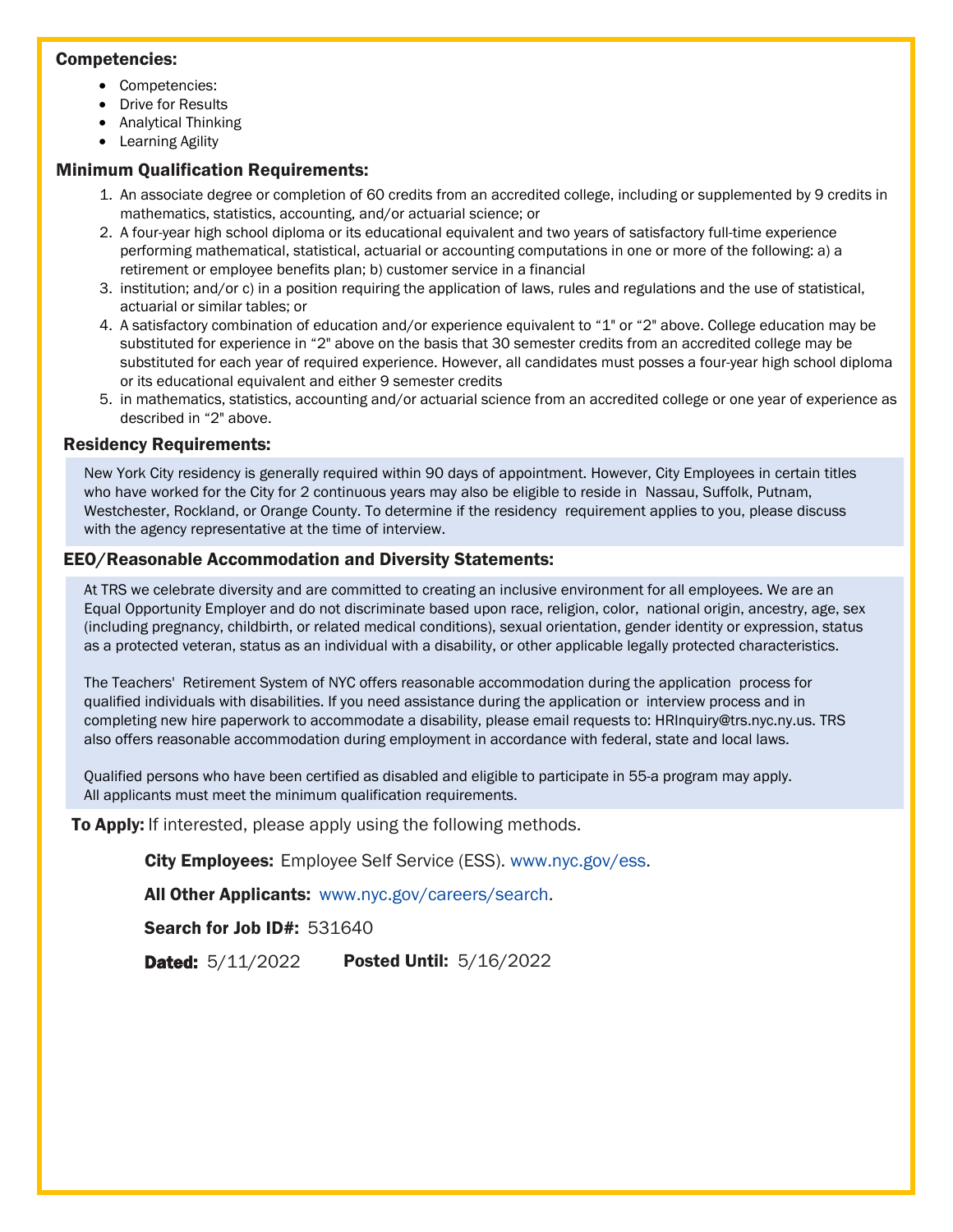### Competencies:

- Competencies:
- Drive for Results
- Analytical Thinking
- Learning Agility

### Minimum Qualification Requirements:

1. An associate degree or completion of 60 credits from an accredited college, including or supplemented by 9 credits in mathematics, statistics, accounting, and/or actuarial science; or
2. A four-year high school diploma or its educational equivalent and two years of satisfactory full-time experience performing mathematical, statistical, actuarial or accounting computations in one or more of the following: a) a retirement or employee benefits plan; b) customer service in a financial
3. institution; and/or c) in a position requiring the application of laws, rules and regulations and the use of statistical, actuarial or similar tables; or
4. A satisfactory combination of education and/or experience equivalent to "1" or "2" above. College education may be substituted for experience in "2" above on the basis that 30 semester credits from an accredited college may be substituted for each year of required experience. However, all candidates must posses a four-year high school diploma or its educational equivalent and either 9 semester credits
5. in mathematics, statistics, accounting and/or actuarial science from an accredited college or one year of experience as described in "2" above.

### Residency Requirements:

New York City residency is generally required within 90 days of appointment. However, City Employees in certain titles who have worked for the City for 2 continuous years may also be eligible to reside in Nassau, Suffolk, Putnam, Westchester, Rockland, or Orange County. To determine if the residency requirement applies to you, please discuss with the agency representative at the time of interview.

### EEO/Reasonable Accommodation and Diversity Statements:

At TRS we celebrate diversity and are committed to creating an inclusive environment for all employees. We are an Equal Opportunity Employer and do not discriminate based upon race, religion, color, national origin, ancestry, age, sex (including pregnancy, childbirth, or related medical conditions), sexual orientation, gender identity or expression, status as a protected veteran, status as an individual with a disability, or other applicable legally protected characteristics.

The Teachers' Retirement System of NYC offers reasonable accommodation during the application process for qualified individuals with disabilities. If you need assistance during the application or interview process and in completing new hire paperwork to accommodate a disability, please email requests to: HRInquiry@trs.nyc.ny.us. TRS also offers reasonable accommodation during employment in accordance with federal, state and local laws.

Qualified persons who have been certified as disabled and eligible to participate in 55-a program may apply. All applicants must meet the minimum qualification requirements.

**To Apply:** If interested, please apply using the following methods.

**City Employees:** Employee Self Service (ESS). www.nyc.gov/ess.

**All Other Applicants:** www.nyc.gov/careers/search.

**Search for Job ID#:** 531640

**Dated:** 5/11/2022 **Posted Until:** 5/16/2022